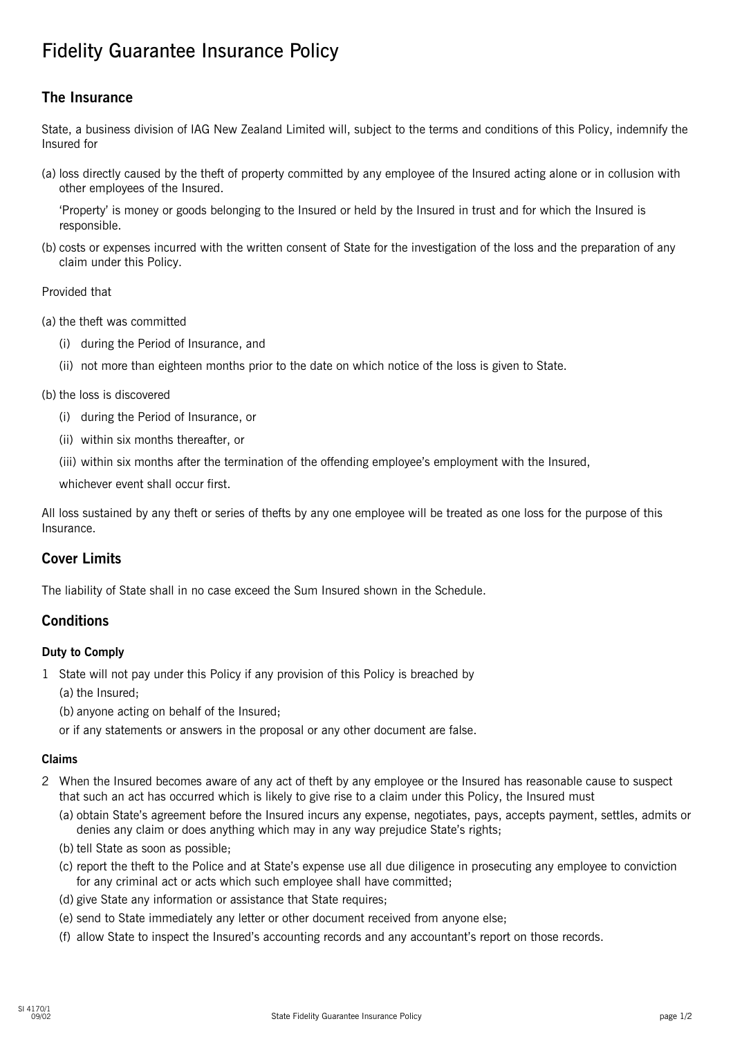# Fidelity Guarantee Insurance Policy

## The Insurance

State, a business division of IAG New Zealand Limited will, subject to the terms and conditions of this Policy, indemnify the Insured for

(a) loss directly caused by the theft of property committed by any employee of the Insured acting alone or in collusion with other employees of the Insured.

'Property' is money or goods belonging to the Insured or held by the Insured in trust and for which the Insured is responsible.

(b) costs or expenses incurred with the written consent of State for the investigation of the loss and the preparation of any claim under this Policy.

Provided that

(a) the theft was committed

- (i) during the Period of Insurance, and
- (ii) not more than eighteen months prior to the date on which notice of the loss is given to State.

(b) the loss is discovered

- (i) during the Period of Insurance, or
- (ii) within six months thereafter, or
- (iii) within six months after the termination of the offending employee's employment with the Insured,

whichever event shall occur first.

All loss sustained by any theft or series of thefts by any one employee will be treated as one loss for the purpose of this Insurance.

## Cover Limits

The liability of State shall in no case exceed the Sum Insured shown in the Schedule.

## Conditions

### Duty to Comply

1 State will not pay under this Policy if any provision of this Policy is breached by

(a) the Insured;

(b) anyone acting on behalf of the Insured;

or if any statements or answers in the proposal or any other document are false.

### Claims

2 When the Insured becomes aware of any act of theft by any employee or the Insured has reasonable cause to suspect that such an act has occurred which is likely to give rise to a claim under this Policy, the Insured must

(a) obtain State's agreement before the Insured incurs any expense, negotiates, pays, accepts payment, settles, admits or denies any claim or does anything which may in any way prejudice State's rights;

(b) tell State as soon as possible;

(c) report the theft to the Police and at State's expense use all due diligence in prosecuting any employee to conviction for any criminal act or acts which such employee shall have committed;

(d) give State any information or assistance that State requires;

(e) send to State immediately any letter or other document received from anyone else;

(f) allow State to inspect the Insured's accounting records and any accountant's report on those records.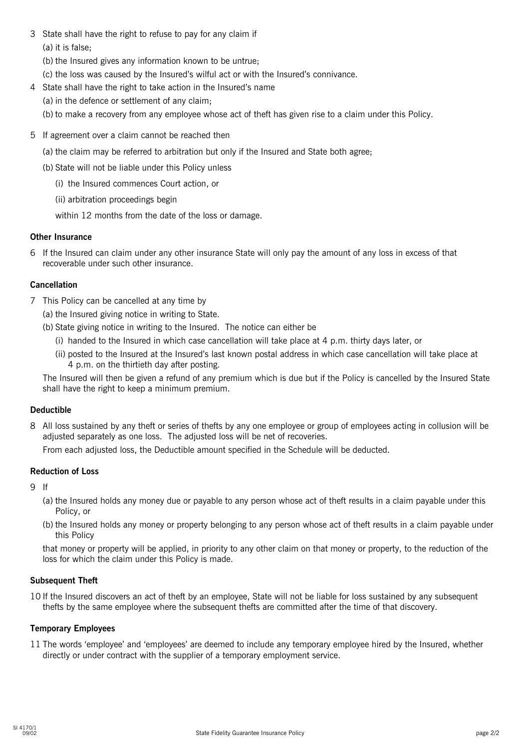3 State shall have the right to refuse to pay for any claim if

(a) it is false;

(b) the Insured gives any information known to be untrue;

(c) the loss was caused by the Insured's wilful act or with the Insured's connivance.

4 State shall have the right to take action in the Insured's name

(a) in the defence or settlement of any claim;

(b) to make a recovery from any employee whose act of theft has given rise to a claim under this Policy.

5 If agreement over a claim cannot be reached then

(a) the claim may be referred to arbitration but only if the Insured and State both agree;

(b) State will not be liable under this Policy unless

(i) the Insured commences Court action, or

(ii) arbitration proceedings begin

within 12 months from the date of the loss or damage.

### Other Insurance

6 If the Insured can claim under any other insurance State will only pay the amount of any loss in excess of that recoverable under such other insurance.

### Cancellation

7 This Policy can be cancelled at any time by

(a) the Insured giving notice in writing to State.

(b) State giving notice in writing to the Insured. The notice can either be

(i) handed to the Insured in which case cancellation will take place at 4 p.m. thirty days later, or

(ii) posted to the Insured at the Insured's last known postal address in which case cancellation will take place at 4 p.m. on the thirtieth day after posting.

The Insured will then be given a refund of any premium which is due but if the Policy is cancelled by the Insured State shall have the right to keep a minimum premium.

### Deductible

8 All loss sustained by any theft or series of thefts by any one employee or group of employees acting in collusion will be adjusted separately as one loss. The adjusted loss will be net of recoveries.

From each adjusted loss, the Deductible amount specified in the Schedule will be deducted.

### Reduction of Loss

9 If

(a) the Insured holds any money due or payable to any person whose act of theft results in a claim payable under this Policy, or

(b) the Insured holds any money or property belonging to any person whose act of theft results in a claim payable under this Policy

that money or property will be applied, in priority to any other claim on that money or property, to the reduction of the loss for which the claim under this Policy is made.

### Subsequent Theft

10 If the Insured discovers an act of theft by an employee, State will not be liable for loss sustained by any subsequent thefts by the same employee where the subsequent thefts are committed after the time of that discovery.

### Temporary Employees

11 The words 'employee' and 'employees' are deemed to include any temporary employee hired by the Insured, whether directly or under contract with the supplier of a temporary employment service.